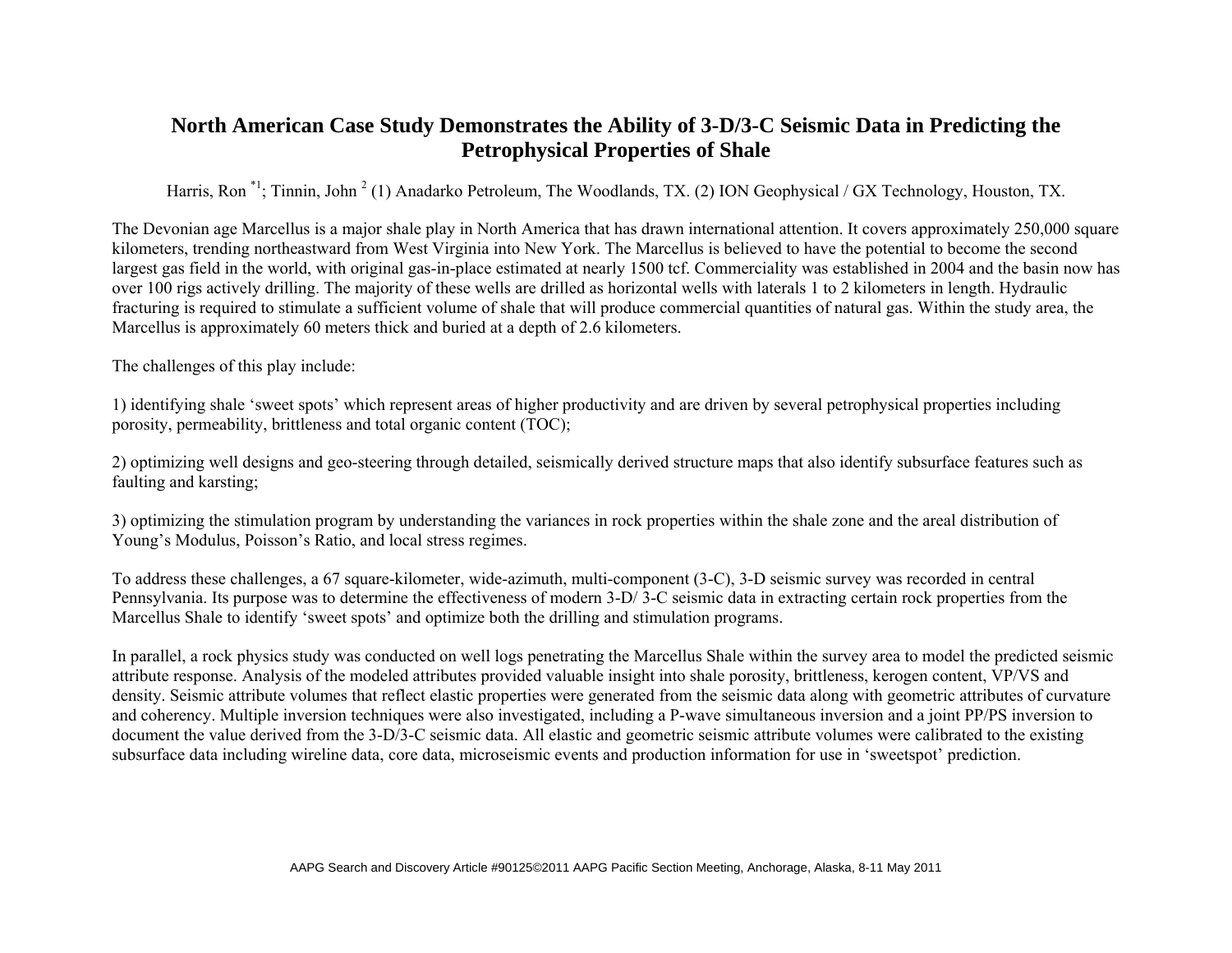# North American Case Study Demonstrates the Ability of 3-D/3-C Seismic Data in Predicting the Petrophysical Properties of Shale

Harris, Ron [*1]; Tinnin, John [2] (1) Anadarko Petroleum, The Woodlands, TX. (2) ION Geophysical / GX Technology, Houston, TX.

The Devonian age Marcellus is a major shale play in North America that has drawn international attention. It covers approximately 250,000 square kilometers, trending northeastward from West Virginia into New York. The Marcellus is believed to have the potential to become the second largest gas field in the world, with original gas-in-place estimated at nearly 1500 tcf. Commerciality was established in 2004 and the basin now has over 100 rigs actively drilling. The majority of these wells are drilled as horizontal wells with laterals 1 to 2 kilometers in length. Hydraulic fracturing is required to stimulate a sufficient volume of shale that will produce commercial quantities of natural gas. Within the study area, the Marcellus is approximately 60 meters thick and buried at a depth of 2.6 kilometers.

The challenges of this play include:

1) identifying shale 'sweet spots' which represent areas of higher productivity and are driven by several petrophysical properties including porosity, permeability, brittleness and total organic content (TOC);

2) optimizing well designs and geo-steering through detailed, seismically derived structure maps that also identify subsurface features such as faulting and karsting;

3) optimizing the stimulation program by understanding the variances in rock properties within the shale zone and the areal distribution of Young's Modulus, Poisson's Ratio, and local stress regimes.

To address these challenges, a 67 square-kilometer, wide-azimuth, multi-component (3-C), 3-D seismic survey was recorded in central Pennsylvania. Its purpose was to determine the effectiveness of modern 3-D/ 3-C seismic data in extracting certain rock properties from the Marcellus Shale to identify 'sweet spots' and optimize both the drilling and stimulation programs.

In parallel, a rock physics study was conducted on well logs penetrating the Marcellus Shale within the survey area to model the predicted seismic attribute response. Analysis of the modeled attributes provided valuable insight into shale porosity, brittleness, kerogen content, VP/VS and density. Seismic attribute volumes that reflect elastic properties were generated from the seismic data along with geometric attributes of curvature and coherency. Multiple inversion techniques were also investigated, including a P-wave simultaneous inversion and a joint PP/PS inversion to document the value derived from the 3-D/3-C seismic data. All elastic and geometric seismic attribute volumes were calibrated to the existing subsurface data including wireline data, core data, microseismic events and production information for use in 'sweetspot' prediction.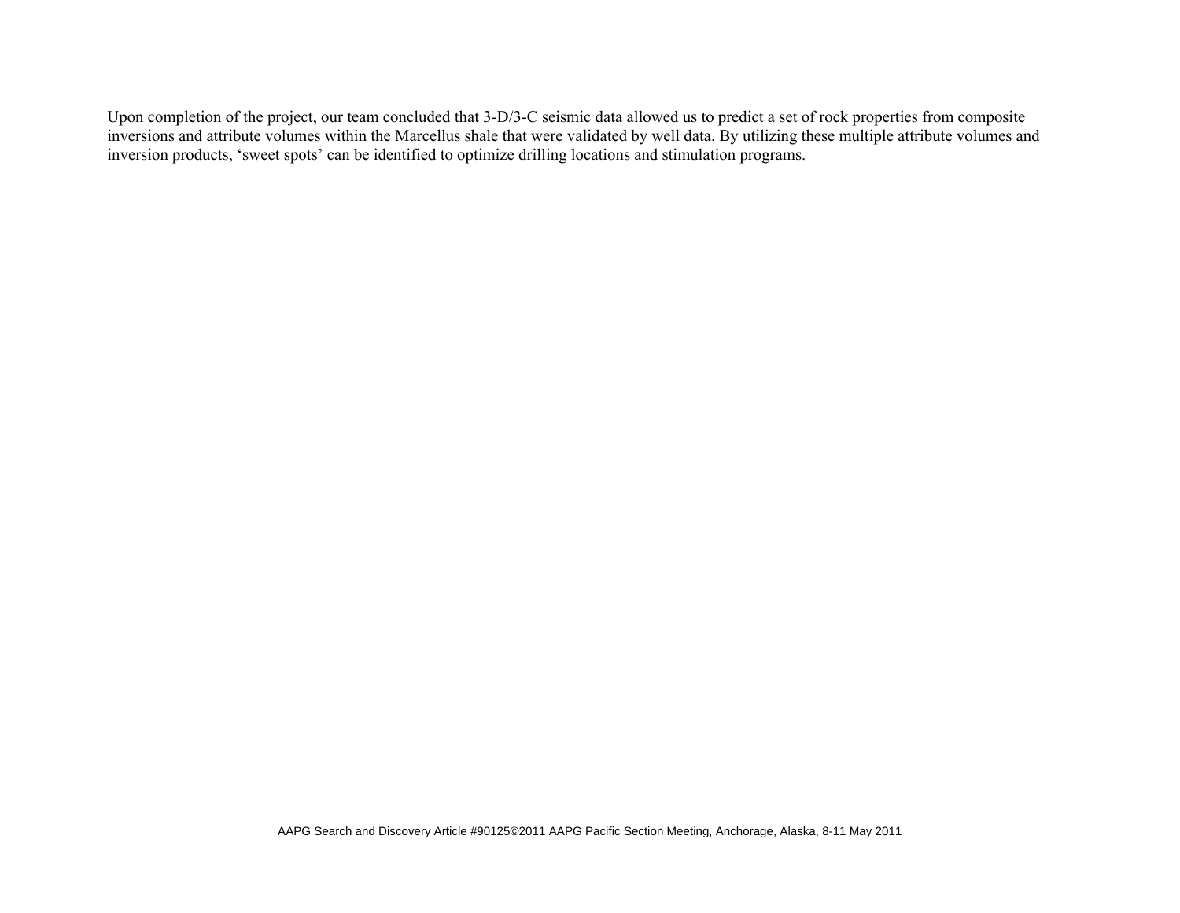Upon completion of the project, our team concluded that 3-D/3-C seismic data allowed us to predict a set of rock properties from composite inversions and attribute volumes within the Marcellus shale that were validated by well data. By utilizing these multiple attribute volumes and inversion products, 'sweet spots' can be identified to optimize drilling locations and stimulation programs.